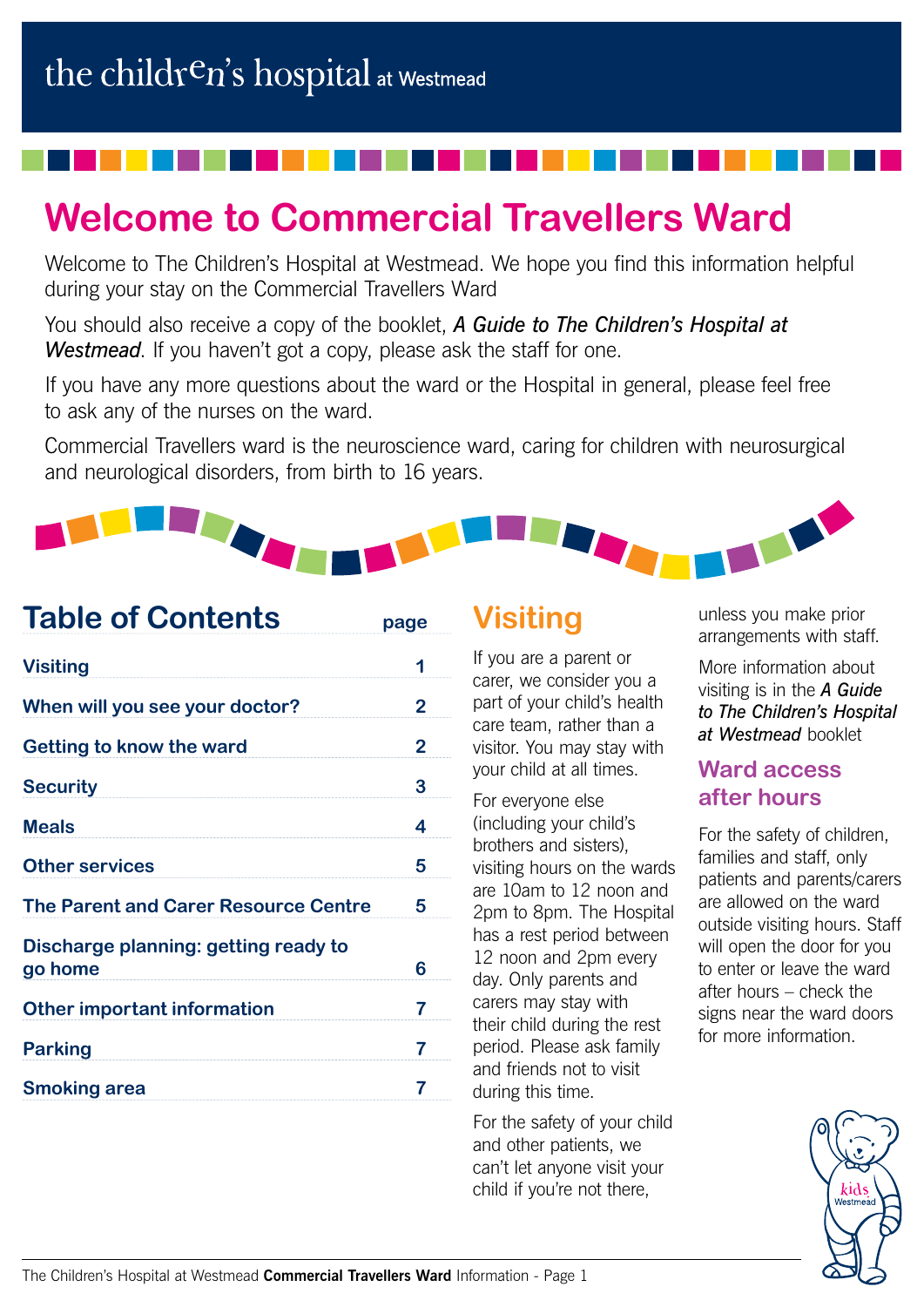the children's hospital at Westmead

# Welcome to Commercial Travellers Ward

Welcome to The Children's Hospital at Westmead. We hope you find this information helpful during your stay on the Commercial Travellers Ward

You should also receive a copy of the booklet, ***A Guide to The Children's Hospital at Westmead***. If you haven't got a copy, please ask the staff for one.

If you have any more questions about the ward or the Hospital in general, please feel free to ask any of the nurses on the ward.

Commercial Travellers ward is the neuroscience ward, caring for children with neurosurgical and neurological disorders, from birth to 16 years.

## Table of Contents

| | page |
|---|---|
| **Visiting** | 1 |
| **When will you see your doctor?** | 2 |
| **Getting to know the ward** | 2 |
| **Security** | 3 |
| **Meals** | 4 |
| **Other services** | 5 |
| **The Parent and Carer Resource Centre** | 5 |
| **Discharge planning: getting ready to go home** | 6 |
| **Other important information** | 7 |
| **Parking** | 7 |
| **Smoking area** | 7 |

## Visiting

If you are a parent or carer, we consider you a part of your child's health care team, rather than a visitor. You may stay with your child at all times.

For everyone else (including your child's brothers and sisters), visiting hours on the wards are 10am to 12 noon and 2pm to 8pm. The Hospital has a rest period between 12 noon and 2pm every day. Only parents and carers may stay with their child during the rest period. Please ask family and friends not to visit during this time.

For the safety of your child and other patients, we can't let anyone visit your child if you're not there, unless you make prior arrangements with staff.

More information about visiting is in the ***A Guide to The Children's Hospital at Westmead*** booklet

### Ward access after hours

For the safety of children, families and staff, only patients and parents/carers are allowed on the ward outside visiting hours. Staff will open the door for you to enter or leave the ward after hours – check the signs near the ward doors for more information.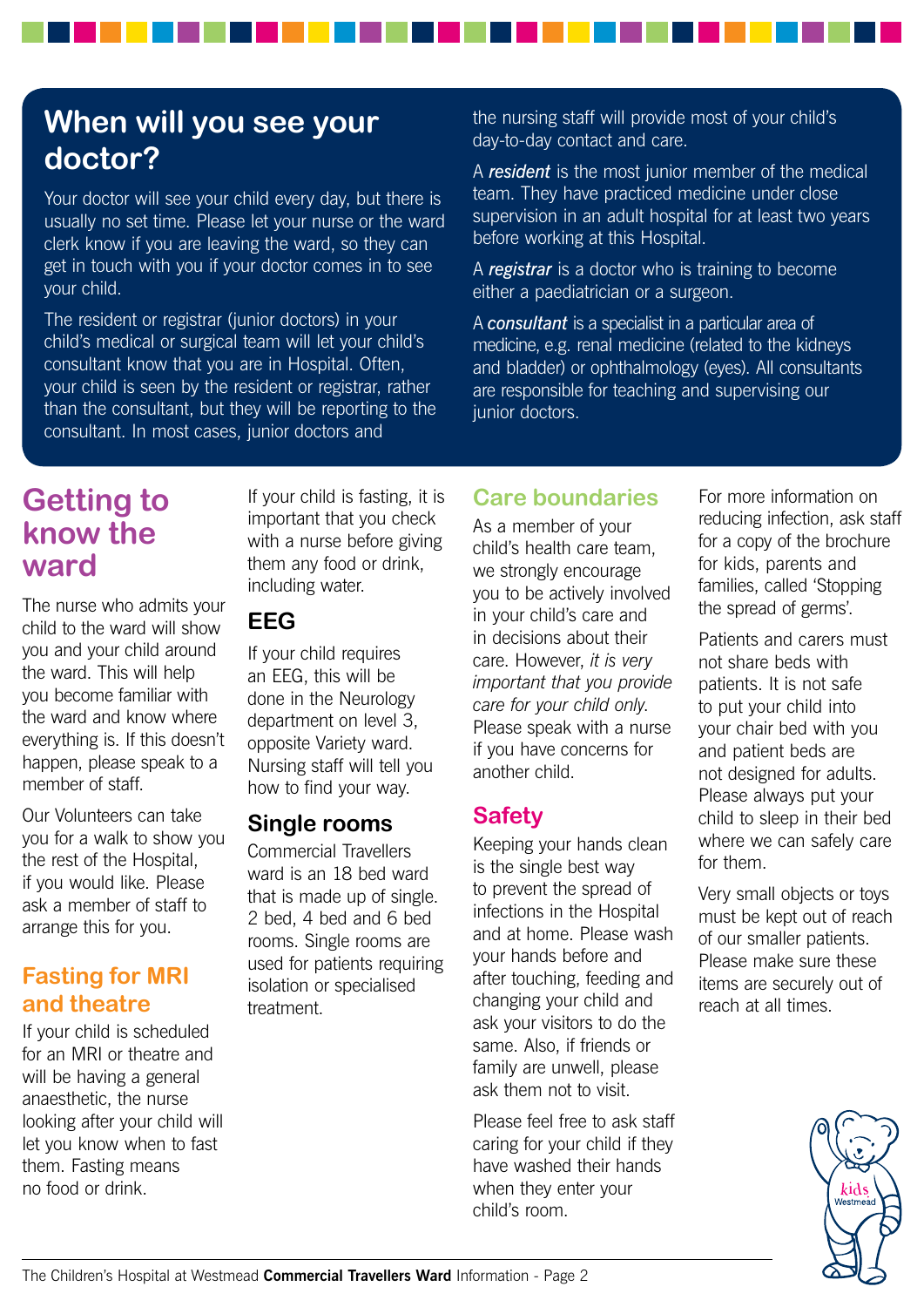## When will you see your doctor?

Your doctor will see your child every day, but there is usually no set time. Please let your nurse or the ward clerk know if you are leaving the ward, so they can get in touch with you if your doctor comes in to see your child.

The resident or registrar (junior doctors) in your child's medical or surgical team will let your child's consultant know that you are in Hospital. Often, your child is seen by the resident or registrar, rather than the consultant, but they will be reporting to the consultant. In most cases, junior doctors and the nursing staff will provide most of your child's day-to-day contact and care.

A ***resident*** is the most junior member of the medical team. They have practiced medicine under close supervision in an adult hospital for at least two years before working at this Hospital.

A ***registrar*** is a doctor who is training to become either a paediatrician or a surgeon.

A ***consultant*** is a specialist in a particular area of medicine, e.g. renal medicine (related to the kidneys and bladder) or ophthalmology (eyes). All consultants are responsible for teaching and supervising our junior doctors.

## Getting to know the ward

The nurse who admits your child to the ward will show you and your child around the ward. This will help you become familiar with the ward and know where everything is. If this doesn't happen, please speak to a member of staff.

Our Volunteers can take you for a walk to show you the rest of the Hospital, if you would like. Please ask a member of staff to arrange this for you.

### Fasting for MRI and theatre

If your child is scheduled for an MRI or theatre and will be having a general anaesthetic, the nurse looking after your child will let you know when to fast them. Fasting means no food or drink.

If your child is fasting, it is important that you check with a nurse before giving them any food or drink, including water.

### EEG

If your child requires an EEG, this will be done in the Neurology department on level 3, opposite Variety ward. Nursing staff will tell you how to find your way.

### Single rooms

Commercial Travellers ward is an 18 bed ward that is made up of single, 2 bed, 4 bed and 6 bed rooms. Single rooms are used for patients requiring isolation or specialised treatment.

### Care boundaries

As a member of your child's health care team, we strongly encourage you to be actively involved in your child's care and in decisions about their care. However, *it is very important that you provide care for your child only.* Please speak with a nurse if you have concerns for another child.

### Safety

Keeping your hands clean is the single best way to prevent the spread of infections in the Hospital and at home. Please wash your hands before and after touching, feeding and changing your child and ask your visitors to do the same. Also, if friends or family are unwell, please ask them not to visit.

Please feel free to ask staff caring for your child if they have washed their hands when they enter your child's room.

For more information on reducing infection, ask staff for a copy of the brochure for kids, parents and families, called 'Stopping the spread of germs'.

Patients and carers must not share beds with patients. It is not safe to put your child into your chair bed with you and patient beds are not designed for adults. Please always put your child to sleep in their bed where we can safely care for them.

Very small objects or toys must be kept out of reach of our smaller patients. Please make sure these items are securely out of reach at all times.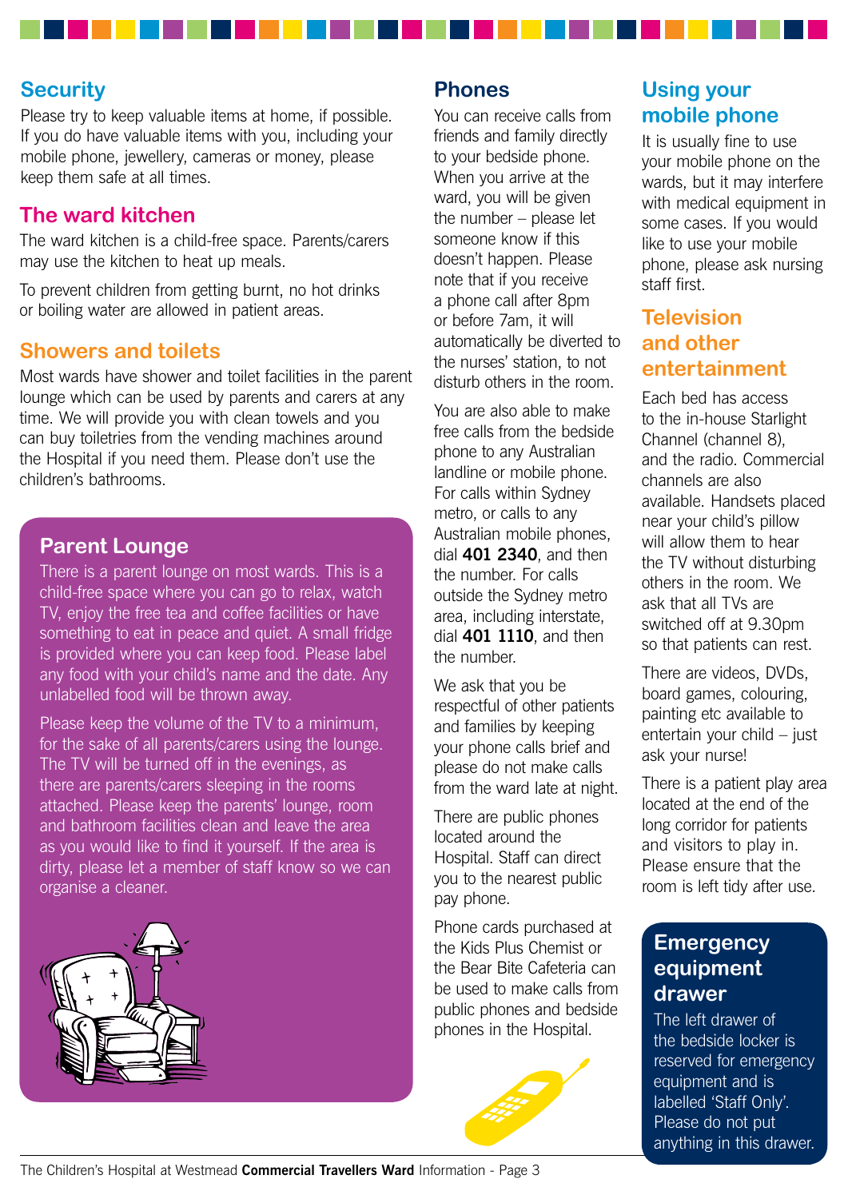## Security

Please try to keep valuable items at home, if possible. If you do have valuable items with you, including your mobile phone, jewellery, cameras or money, please keep them safe at all times.

## The ward kitchen

The ward kitchen is a child-free space. Parents/carers may use the kitchen to heat up meals.

To prevent children from getting burnt, no hot drinks or boiling water are allowed in patient areas.

## Showers and toilets

Most wards have shower and toilet facilities in the parent lounge which can be used by parents and carers at any time. We will provide you with clean towels and you can buy toiletries from the vending machines around the Hospital if you need them. Please don't use the children's bathrooms.

## Parent Lounge

There is a parent lounge on most wards. This is a child-free space where you can go to relax, watch TV, enjoy the free tea and coffee facilities or have something to eat in peace and quiet. A small fridge is provided where you can keep food. Please label any food with your child's name and the date. Any unlabelled food will be thrown away.

Please keep the volume of the TV to a minimum, for the sake of all parents/carers using the lounge. The TV will be turned off in the evenings, as there are parents/carers sleeping in the rooms attached. Please keep the parents' lounge, room and bathroom facilities clean and leave the area as you would like to find it yourself. If the area is dirty, please let a member of staff know so we can organise a cleaner.

## Phones

You can receive calls from friends and family directly to your bedside phone. When you arrive at the ward, you will be given the number – please let someone know if this doesn't happen. Please note that if you receive a phone call after 8pm or before 7am, it will automatically be diverted to the nurses' station, to not disturb others in the room.

You are also able to make free calls from the bedside phone to any Australian landline or mobile phone. For calls within Sydney metro, or calls to any Australian mobile phones, dial **401 2340**, and then the number. For calls outside the Sydney metro area, including interstate, dial **401 1110**, and then the number.

We ask that you be respectful of other patients and families by keeping your phone calls brief and please do not make calls from the ward late at night.

There are public phones located around the Hospital. Staff can direct you to the nearest public pay phone.

Phone cards purchased at the Kids Plus Chemist or the Bear Bite Cafeteria can be used to make calls from public phones and bedside phones in the Hospital.

## Using your mobile phone

It is usually fine to use your mobile phone on the wards, but it may interfere with medical equipment in some cases. If you would like to use your mobile phone, please ask nursing staff first.

## Television and other entertainment

Each bed has access to the in-house Starlight Channel (channel 8), and the radio. Commercial channels are also available. Handsets placed near your child's pillow will allow them to hear the TV without disturbing others in the room. We ask that all TVs are switched off at 9.30pm so that patients can rest.

There are videos, DVDs, board games, colouring, painting etc available to entertain your child – just ask your nurse!

There is a patient play area located at the end of the long corridor for patients and visitors to play in. Please ensure that the room is left tidy after use.

## Emergency equipment drawer

The left drawer of the bedside locker is reserved for emergency equipment and is labelled 'Staff Only'. Please do not put anything in this drawer.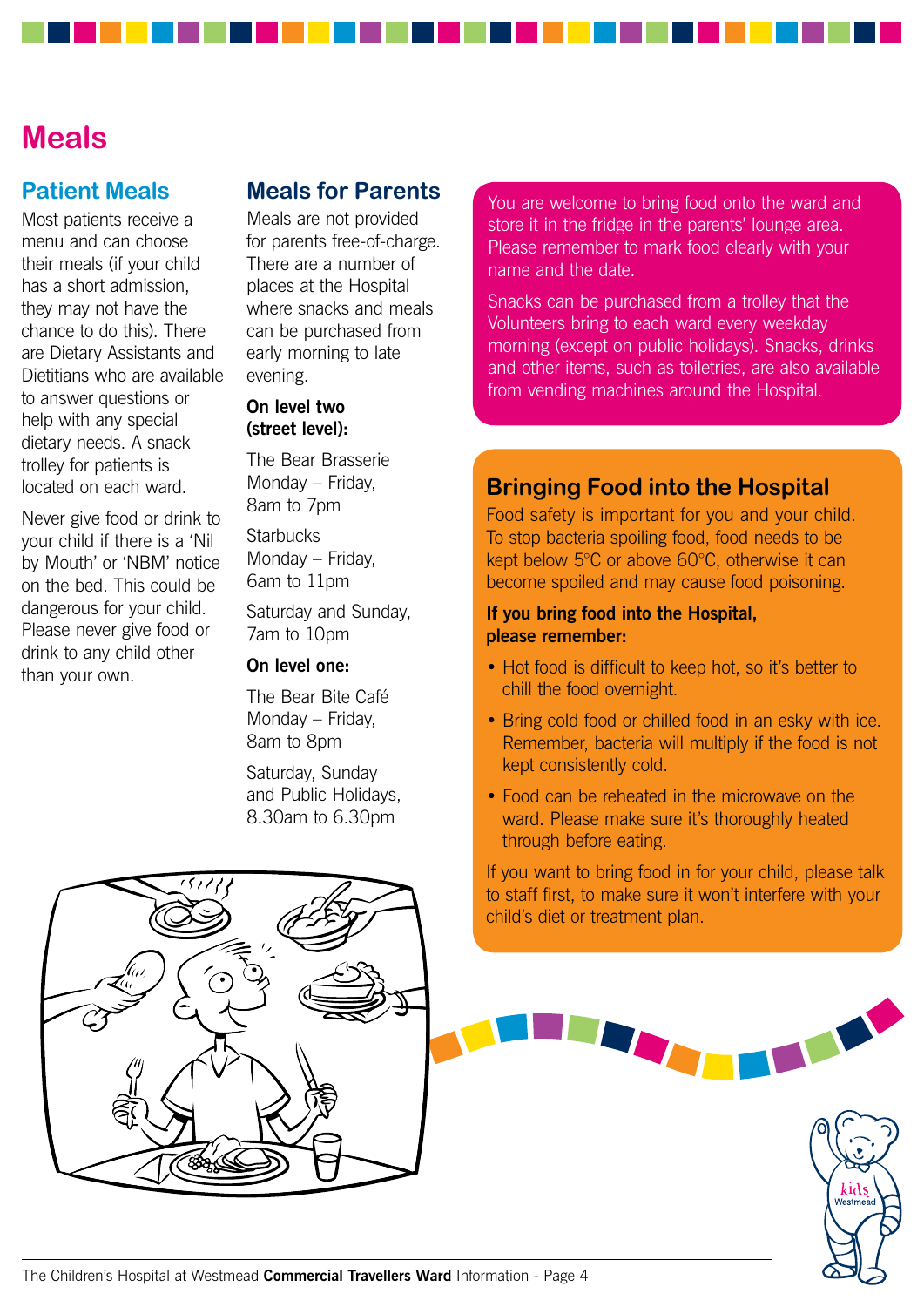# Meals

## Patient Meals

Most patients receive a menu and can choose their meals (if your child has a short admission, they may not have the chance to do this). There are Dietary Assistants and Dietitians who are available to answer questions or help with any special dietary needs. A snack trolley for patients is located on each ward.

Never give food or drink to your child if there is a 'Nil by Mouth' or 'NBM' notice on the bed. This could be dangerous for your child. Please never give food or drink to any child other than your own.

## Meals for Parents

Meals are not provided for parents free-of-charge. There are a number of places at the Hospital where snacks and meals can be purchased from early morning to late evening.

**On level two (street level):**

The Bear Brasserie
Monday – Friday,
8am to 7pm

Starbucks
Monday – Friday,
6am to 11pm

Saturday and Sunday,
7am to 10pm

**On level one:**

The Bear Bite Café
Monday – Friday,
8am to 8pm

Saturday, Sunday and Public Holidays,
8.30am to 6.30pm

You are welcome to bring food onto the ward and store it in the fridge in the parents' lounge area. Please remember to mark food clearly with your name and the date.

Snacks can be purchased from a trolley that the Volunteers bring to each ward every weekday morning (except on public holidays). Snacks, drinks and other items, such as toiletries, are also available from vending machines around the Hospital.

## Bringing Food into the Hospital

Food safety is important for you and your child. To stop bacteria spoiling food, food needs to be kept below 5°C or above 60°C, otherwise it can become spoiled and may cause food poisoning.

**If you bring food into the Hospital, please remember:**

- Hot food is difficult to keep hot, so it's better to chill the food overnight.
- Bring cold food or chilled food in an esky with ice. Remember, bacteria will multiply if the food is not kept consistently cold.
- Food can be reheated in the microwave on the ward. Please make sure it's thoroughly heated through before eating.

If you want to bring food in for your child, please talk to staff first, to make sure it won't interfere with your child's diet or treatment plan.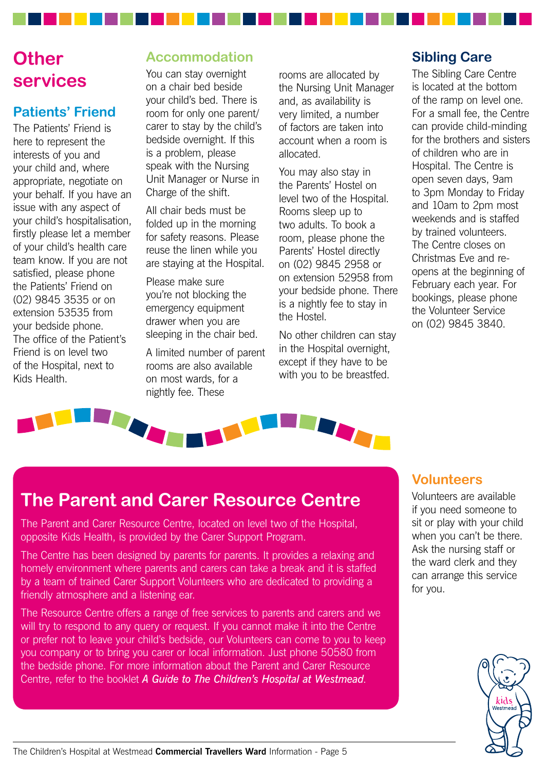# Other services

## Patients' Friend

The Patients' Friend is here to represent the interests of you and your child and, where appropriate, negotiate on your behalf. If you have an issue with any aspect of your child's hospitalisation, firstly please let a member of your child's health care team know. If you are not satisfied, please phone the Patients' Friend on (02) 9845 3535 or on extension 53535 from your bedside phone. The office of the Patient's Friend is on level two of the Hospital, next to Kids Health.

## Accommodation

You can stay overnight on a chair bed beside your child's bed. There is room for only one parent/ carer to stay by the child's bedside overnight. If this is a problem, please speak with the Nursing Unit Manager or Nurse in Charge of the shift.

All chair beds must be folded up in the morning for safety reasons. Please reuse the linen while you are staying at the Hospital.

Please make sure you're not blocking the emergency equipment drawer when you are sleeping in the chair bed.

A limited number of parent rooms are also available on most wards, for a nightly fee. These rooms are allocated by the Nursing Unit Manager and, as availability is very limited, a number of factors are taken into account when a room is allocated.

You may also stay in the Parents' Hostel on level two of the Hospital. Rooms sleep up to two adults. To book a room, please phone the Parents' Hostel directly on (02) 9845 2958 or on extension 52958 from your bedside phone. There is a nightly fee to stay in the Hostel.

No other children can stay in the Hospital overnight, except if they have to be with you to be breastfed.

## Sibling Care

The Sibling Care Centre is located at the bottom of the ramp on level one. For a small fee, the Centre can provide child-minding for the brothers and sisters of children who are in Hospital. The Centre is open seven days, 9am to 3pm Monday to Friday and 10am to 2pm most weekends and is staffed by trained volunteers. The Centre closes on Christmas Eve and re-opens at the beginning of February each year. For bookings, please phone the Volunteer Service on (02) 9845 3840.

## The Parent and Carer Resource Centre

The Parent and Carer Resource Centre, located on level two of the Hospital, opposite Kids Health, is provided by the Carer Support Program.

The Centre has been designed by parents for parents. It provides a relaxing and homely environment where parents and carers can take a break and it is staffed by a team of trained Carer Support Volunteers who are dedicated to providing a friendly atmosphere and a listening ear.

The Resource Centre offers a range of free services to parents and carers and we will try to respond to any query or request. If you cannot make it into the Centre or prefer not to leave your child's bedside, our Volunteers can come to you to keep you company or to bring you carer or local information. Just phone 50580 from the bedside phone. For more information about the Parent and Carer Resource Centre, refer to the booklet ***A Guide to The Children's Hospital at Westmead***.

## Volunteers

Volunteers are available if you need someone to sit or play with your child when you can't be there. Ask the nursing staff or the ward clerk and they can arrange this service for you.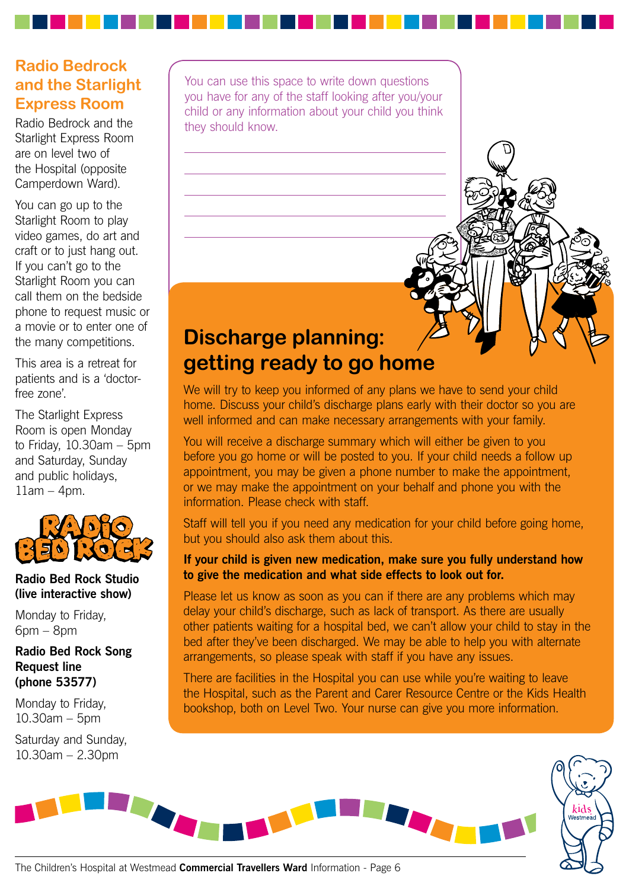## Radio Bedrock and the Starlight Express Room

Radio Bedrock and the Starlight Express Room are on level two of the Hospital (opposite Camperdown Ward).

You can go up to the Starlight Room to play video games, do art and craft or to just hang out. If you can't go to the Starlight Room you can call them on the bedside phone to request music or a movie or to enter one of the many competitions.

This area is a retreat for patients and is a 'doctor-free zone'.

The Starlight Express Room is open Monday to Friday, 10.30am – 5pm and Saturday, Sunday and public holidays, 11am – 4pm.

RADIO BED ROCK

**Radio Bed Rock Studio (live interactive show)**

Monday to Friday, 6pm – 8pm

**Radio Bed Rock Song Request line (phone 53577)**

Monday to Friday, 10.30am – 5pm

Saturday and Sunday, 10.30am – 2.30pm

You can use this space to write down questions you have for any of the staff looking after you/your child or any information about your child you think they should know.

\_\_\_\_\_\_\_\_\_\_\_\_\_\_\_\_\_\_\_\_\_\_\_\_\_\_\_\_\_\_\_\_\_\_\_\_\_\_\_\_

\_\_\_\_\_\_\_\_\_\_\_\_\_\_\_\_\_\_\_\_\_\_\_\_\_\_\_\_\_\_\_\_\_\_\_\_\_\_\_\_

\_\_\_\_\_\_\_\_\_\_\_\_\_\_\_\_\_\_\_\_\_\_\_\_\_\_\_\_\_\_\_\_\_\_\_\_\_\_\_\_

\_\_\_\_\_\_\_\_\_\_\_\_\_\_\_\_\_\_\_\_\_\_\_\_\_\_\_\_\_\_\_\_\_\_\_\_\_\_\_\_

\_\_\_\_\_\_\_\_\_\_\_\_\_\_\_\_\_\_\_\_\_\_\_\_\_\_\_\_\_\_\_\_\_\_\_\_\_\_\_\_

## Discharge planning: getting ready to go home

We will try to keep you informed of any plans we have to send your child home. Discuss your child's discharge plans early with their doctor so you are well informed and can make necessary arrangements with your family.

You will receive a discharge summary which will either be given to you before you go home or will be posted to you. If your child needs a follow up appointment, you may be given a phone number to make the appointment, or we may make the appointment on your behalf and phone you with the information. Please check with staff.

Staff will tell you if you need any medication for your child before going home, but you should also ask them about this.

**If your child is given new medication, make sure you fully understand how to give the medication and what side effects to look out for.**

Please let us know as soon as you can if there are any problems which may delay your child's discharge, such as lack of transport. As there are usually other patients waiting for a hospital bed, we can't allow your child to stay in the bed after they've been discharged. We may be able to help you with alternate arrangements, so please speak with staff if you have any issues.

There are facilities in the Hospital you can use while you're waiting to leave the Hospital, such as the Parent and Carer Resource Centre or the Kids Health bookshop, both on Level Two. Your nurse can give you more information.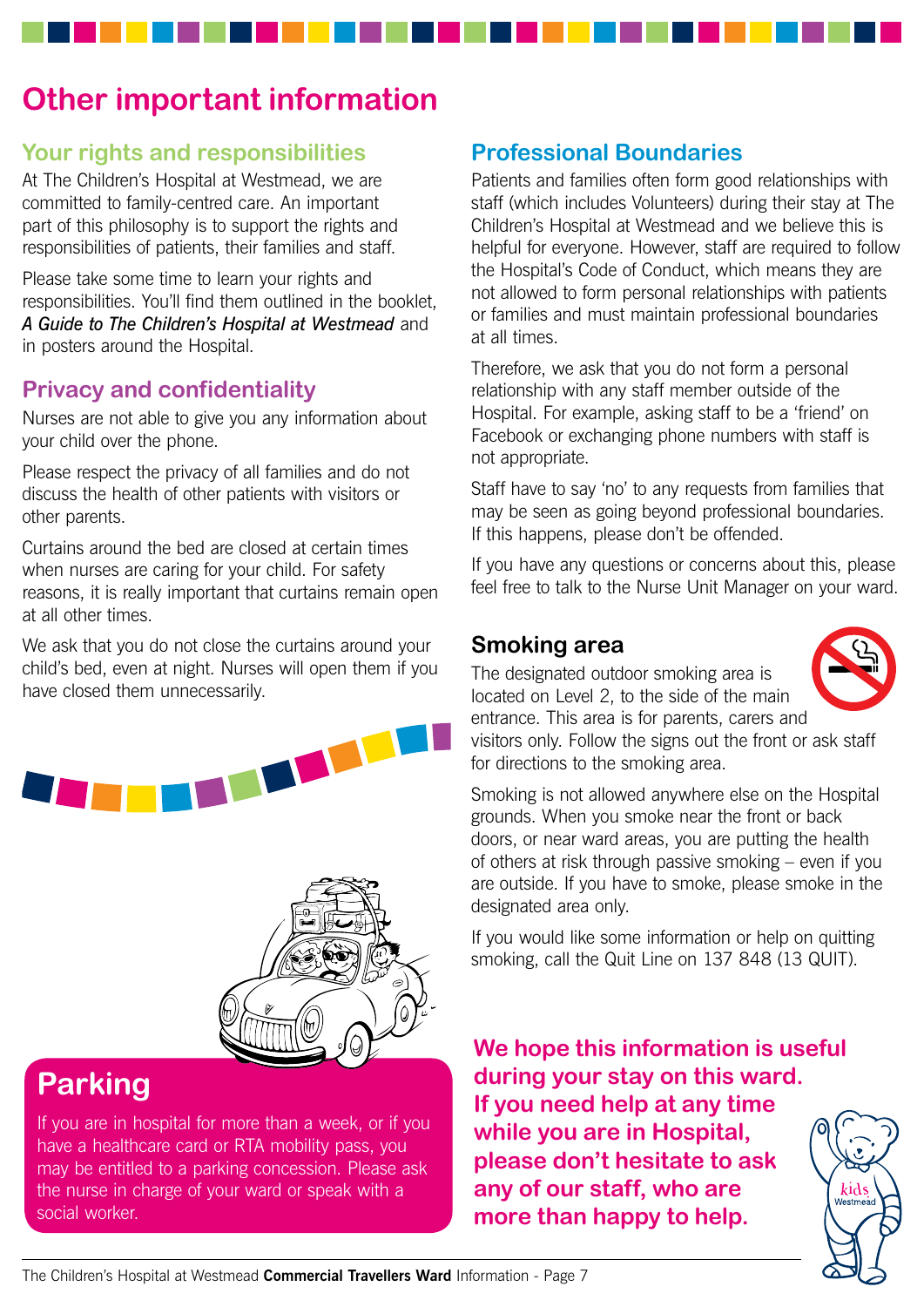# Other important information

## Your rights and responsibilities

At The Children's Hospital at Westmead, we are committed to family-centred care. An important part of this philosophy is to support the rights and responsibilities of patients, their families and staff.

Please take some time to learn your rights and responsibilities. You'll find them outlined in the booklet, ***A Guide to The Children's Hospital at Westmead*** and in posters around the Hospital.

## Privacy and confidentiality

Nurses are not able to give you any information about your child over the phone.

Please respect the privacy of all families and do not discuss the health of other patients with visitors or other parents.

Curtains around the bed are closed at certain times when nurses are caring for your child. For safety reasons, it is really important that curtains remain open at all other times.

We ask that you do not close the curtains around your child's bed, even at night. Nurses will open them if you have closed them unnecessarily.

## Parking

If you are in hospital for more than a week, or if you have a healthcare card or RTA mobility pass, you may be entitled to a parking concession. Please ask the nurse in charge of your ward or speak with a social worker.

## Professional Boundaries

Patients and families often form good relationships with staff (which includes Volunteers) during their stay at The Children's Hospital at Westmead and we believe this is helpful for everyone. However, staff are required to follow the Hospital's Code of Conduct, which means they are not allowed to form personal relationships with patients or families and must maintain professional boundaries at all times.

Therefore, we ask that you do not form a personal relationship with any staff member outside of the Hospital. For example, asking staff to be a 'friend' on Facebook or exchanging phone numbers with staff is not appropriate.

Staff have to say 'no' to any requests from families that may be seen as going beyond professional boundaries. If this happens, please don't be offended.

If you have any questions or concerns about this, please feel free to talk to the Nurse Unit Manager on your ward.

## Smoking area

The designated outdoor smoking area is located on Level 2, to the side of the main entrance. This area is for parents, carers and visitors only. Follow the signs out the front or ask staff for directions to the smoking area.

Smoking is not allowed anywhere else on the Hospital grounds. When you smoke near the front or back doors, or near ward areas, you are putting the health of others at risk through passive smoking – even if you are outside. If you have to smoke, please smoke in the designated area only.

If you would like some information or help on quitting smoking, call the Quit Line on 137 848 (13 QUIT).

**We hope this information is useful during your stay on this ward. If you need help at any time while you are in Hospital, please don't hesitate to ask any of our staff, who are more than happy to help.**